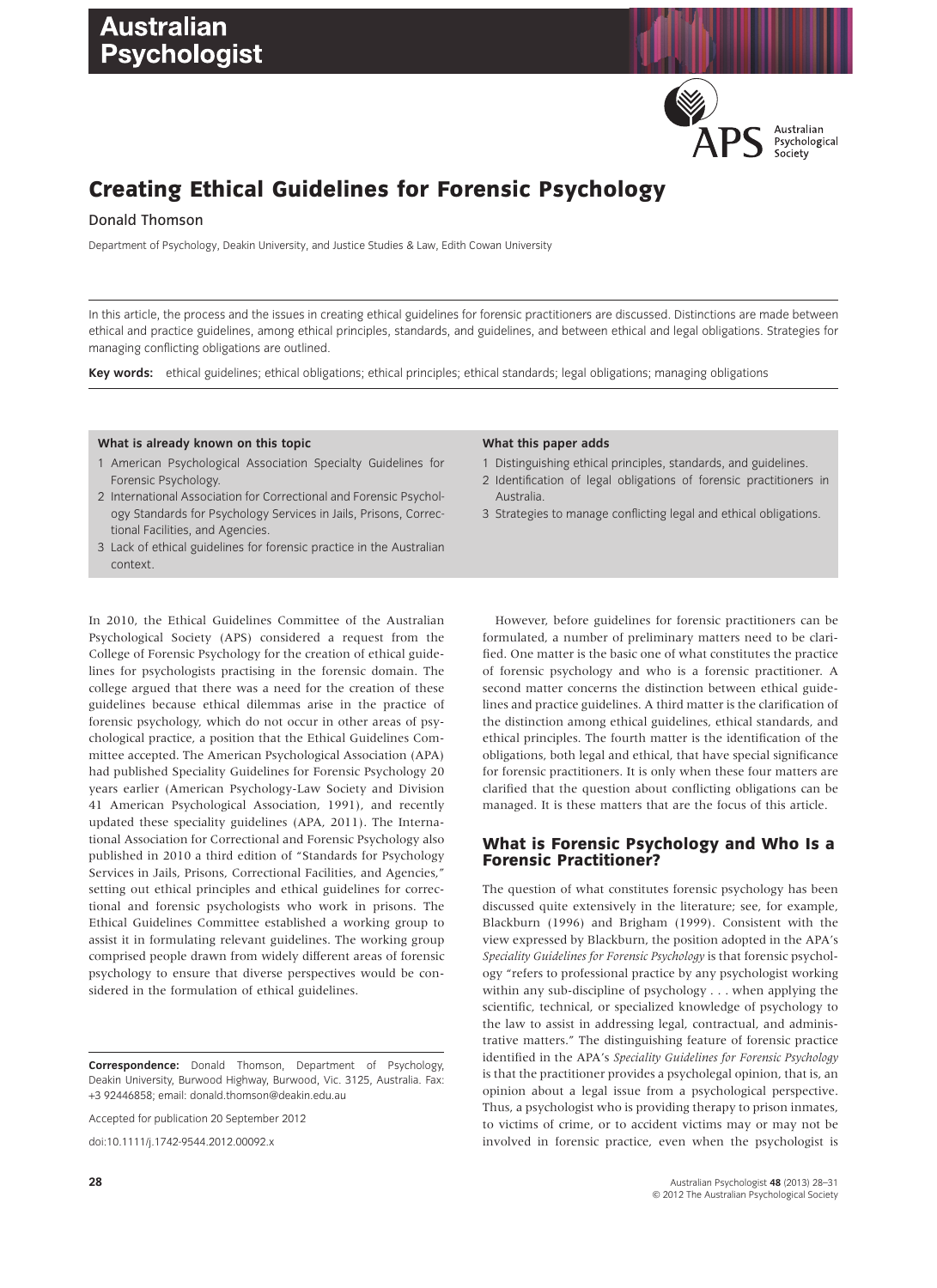# Creating Ethical Guidelines for Forensic Psychology

Donald Thomson

Department of Psychology, Deakin University, and Justice Studies & Law, Edith Cowan University

In this article, the process and the issues in creating ethical guidelines for forensic practitioners are discussed. Distinctions are made between ethical and practice guidelines, among ethical principles, standards, and guidelines, and between ethical and legal obligations. Strategies for managing conflicting obligations are outlined.

**Key words:** ethical guidelines; ethical obligations; ethical principles; ethical standards; legal obligations; managing obligations

**What is already known on this topic**

1. American Psychological Association Specialty Guidelines for Forensic Psychology.
2. International Association for Correctional and Forensic Psychology Standards for Psychology Services in Jails, Prisons, Correctional Facilities, and Agencies.
3. Lack of ethical guidelines for forensic practice in the Australian context.

**What this paper adds**

1. Distinguishing ethical principles, standards, and guidelines.
2. Identification of legal obligations of forensic practitioners in Australia.
3. Strategies to manage conflicting legal and ethical obligations.

In 2010, the Ethical Guidelines Committee of the Australian Psychological Society (APS) considered a request from the College of Forensic Psychology for the creation of ethical guidelines for psychologists practising in the forensic domain. The college argued that there was a need for the creation of these guidelines because ethical dilemmas arise in the practice of forensic psychology, which do not occur in other areas of psychological practice, a position that the Ethical Guidelines Committee accepted. The American Psychological Association (APA) had published Speciality Guidelines for Forensic Psychology 20 years earlier (American Psychology-Law Society and Division 41 American Psychological Association, 1991), and recently updated these speciality guidelines (APA, 2011). The International Association for Correctional and Forensic Psychology also published in 2010 a third edition of "Standards for Psychology Services in Jails, Prisons, Correctional Facilities, and Agencies," setting out ethical principles and ethical guidelines for correctional and forensic psychologists who work in prisons. The Ethical Guidelines Committee established a working group to assist it in formulating relevant guidelines. The working group comprised people drawn from widely different areas of forensic psychology to ensure that diverse perspectives would be considered in the formulation of ethical guidelines.

**Correspondence:** Donald Thomson, Department of Psychology, Deakin University, Burwood Highway, Burwood, Vic. 3125, Australia. Fax: +3 92446858; email: donald.thomson@deakin.edu.au

Accepted for publication 20 September 2012

doi:10.1111/j.1742-9544.2012.00092.x

However, before guidelines for forensic practitioners can be formulated, a number of preliminary matters need to be clarified. One matter is the basic one of what constitutes the practice of forensic psychology and who is a forensic practitioner. A second matter concerns the distinction between ethical guidelines and practice guidelines. A third matter is the clarification of the distinction among ethical guidelines, ethical standards, and ethical principles. The fourth matter is the identification of the obligations, both legal and ethical, that have special significance for forensic practitioners. It is only when these four matters are clarified that the question about conflicting obligations can be managed. It is these matters that are the focus of this article.

## What is Forensic Psychology and Who Is a Forensic Practitioner?

The question of what constitutes forensic psychology has been discussed quite extensively in the literature; see, for example, Blackburn (1996) and Brigham (1999). Consistent with the view expressed by Blackburn, the position adopted in the APA's *Speciality Guidelines for Forensic Psychology* is that forensic psychology "refers to professional practice by any psychologist working within any sub-discipline of psychology . . . when applying the scientific, technical, or specialized knowledge of psychology to the law to assist in addressing legal, contractual, and administrative matters." The distinguishing feature of forensic practice identified in the APA's *Speciality Guidelines for Forensic Psychology* is that the practitioner provides a psycholegal opinion, that is, an opinion about a legal issue from a psychological perspective. Thus, a psychologist who is providing therapy to prison inmates, to victims of crime, or to accident victims may or may not be involved in forensic practice, even when the psychologist is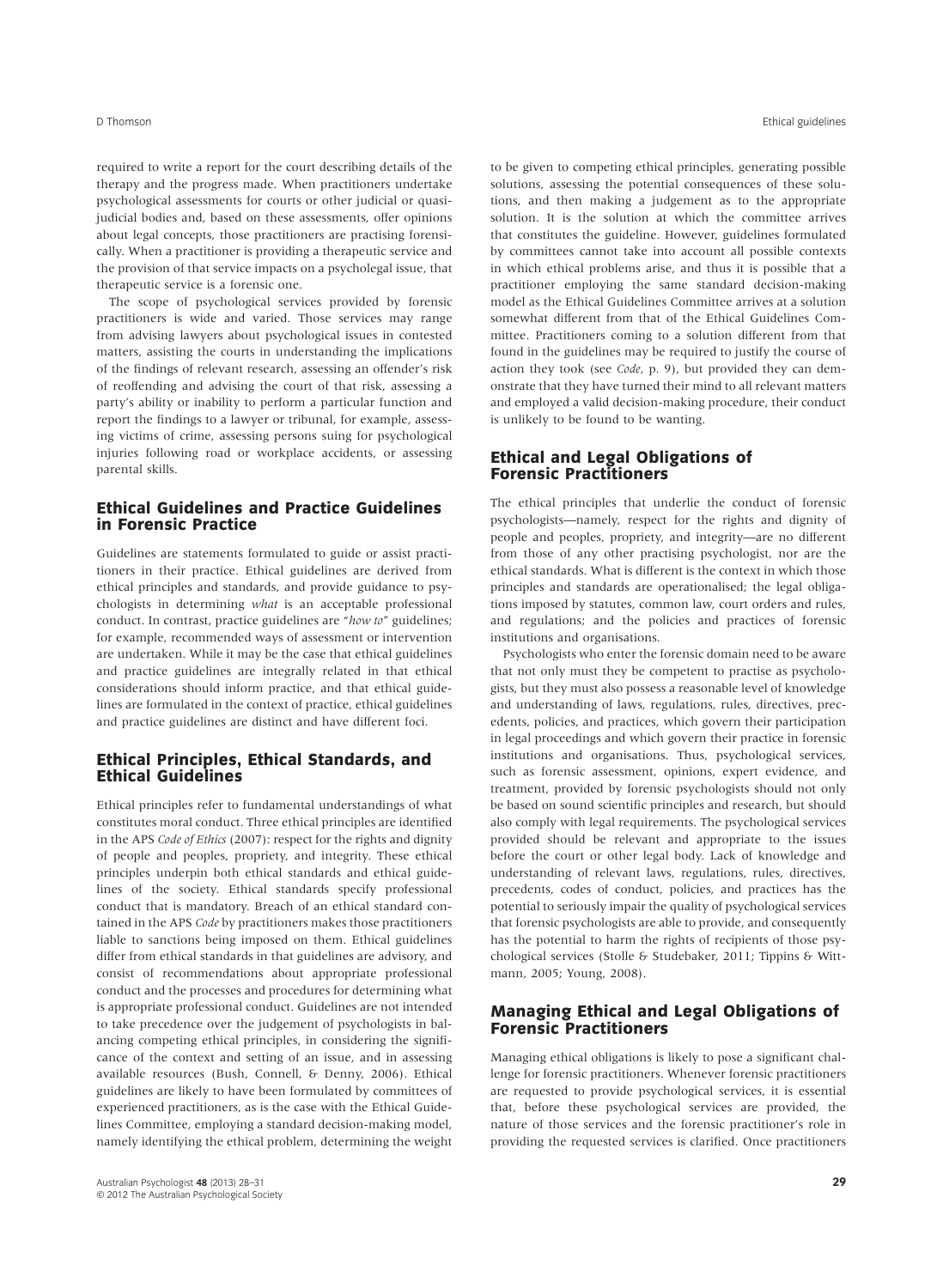required to write a report for the court describing details of the therapy and the progress made. When practitioners undertake psychological assessments for courts or other judicial or quasi-judicial bodies and, based on these assessments, offer opinions about legal concepts, those practitioners are practising forensically. When a practitioner is providing a therapeutic service and the provision of that service impacts on a psycholegal issue, that therapeutic service is a forensic one.

The scope of psychological services provided by forensic practitioners is wide and varied. Those services may range from advising lawyers about psychological issues in contested matters, assisting the courts in understanding the implications of the findings of relevant research, assessing an offender's risk of reoffending and advising the court of that risk, assessing a party's ability or inability to perform a particular function and report the findings to a lawyer or tribunal, for example, assessing victims of crime, assessing persons suing for psychological injuries following road or workplace accidents, or assessing parental skills.

## Ethical Guidelines and Practice Guidelines in Forensic Practice

Guidelines are statements formulated to guide or assist practitioners in their practice. Ethical guidelines are derived from ethical principles and standards, and provide guidance to psychologists in determining *what* is an acceptable professional conduct. In contrast, practice guidelines are "*how to*" guidelines; for example, recommended ways of assessment or intervention are undertaken. While it may be the case that ethical guidelines and practice guidelines are integrally related in that ethical considerations should inform practice, and that ethical guidelines are formulated in the context of practice, ethical guidelines and practice guidelines are distinct and have different foci.

## Ethical Principles, Ethical Standards, and Ethical Guidelines

Ethical principles refer to fundamental understandings of what constitutes moral conduct. Three ethical principles are identified in the APS *Code of Ethics* (2007): respect for the rights and dignity of people and peoples, propriety, and integrity. These ethical principles underpin both ethical standards and ethical guidelines of the society. Ethical standards specify professional conduct that is mandatory. Breach of an ethical standard contained in the APS *Code* by practitioners makes those practitioners liable to sanctions being imposed on them. Ethical guidelines differ from ethical standards in that guidelines are advisory, and consist of recommendations about appropriate professional conduct and the processes and procedures for determining what is appropriate professional conduct. Guidelines are not intended to take precedence over the judgement of psychologists in balancing competing ethical principles, in considering the significance of the context and setting of an issue, and in assessing available resources (Bush, Connell, & Denny, 2006). Ethical guidelines are likely to have been formulated by committees of experienced practitioners, as is the case with the Ethical Guidelines Committee, employing a standard decision-making model, namely identifying the ethical problem, determining the weight to be given to competing ethical principles, generating possible solutions, assessing the potential consequences of these solutions, and then making a judgement as to the appropriate solution. It is the solution at which the committee arrives that constitutes the guideline. However, guidelines formulated by committees cannot take into account all possible contexts in which ethical problems arise, and thus it is possible that a practitioner employing the same standard decision-making model as the Ethical Guidelines Committee arrives at a solution somewhat different from that of the Ethical Guidelines Committee. Practitioners coming to a solution different from that found in the guidelines may be required to justify the course of action they took (see *Code*, p. 9), but provided they can demonstrate that they have turned their mind to all relevant matters and employed a valid decision-making procedure, their conduct is unlikely to be found to be wanting.

## Ethical and Legal Obligations of Forensic Practitioners

The ethical principles that underlie the conduct of forensic psychologists—namely, respect for the rights and dignity of people and peoples, propriety, and integrity—are no different from those of any other practising psychologist, nor are the ethical standards. What is different is the context in which those principles and standards are operationalised; the legal obligations imposed by statutes, common law, court orders and rules, and regulations; and the policies and practices of forensic institutions and organisations.

Psychologists who enter the forensic domain need to be aware that not only must they be competent to practise as psychologists, but they must also possess a reasonable level of knowledge and understanding of laws, regulations, rules, directives, precedents, policies, and practices, which govern their participation in legal proceedings and which govern their practice in forensic institutions and organisations. Thus, psychological services, such as forensic assessment, opinions, expert evidence, and treatment, provided by forensic psychologists should not only be based on sound scientific principles and research, but should also comply with legal requirements. The psychological services provided should be relevant and appropriate to the issues before the court or other legal body. Lack of knowledge and understanding of relevant laws, regulations, rules, directives, precedents, codes of conduct, policies, and practices has the potential to seriously impair the quality of psychological services that forensic psychologists are able to provide, and consequently has the potential to harm the rights of recipients of those psychological services (Stolle & Studebaker, 2011; Tippins & Wittmann, 2005; Young, 2008).

## Managing Ethical and Legal Obligations of Forensic Practitioners

Managing ethical obligations is likely to pose a significant challenge for forensic practitioners. Whenever forensic practitioners are requested to provide psychological services, it is essential that, before these psychological services are provided, the nature of those services and the forensic practitioner's role in providing the requested services is clarified. Once practitioners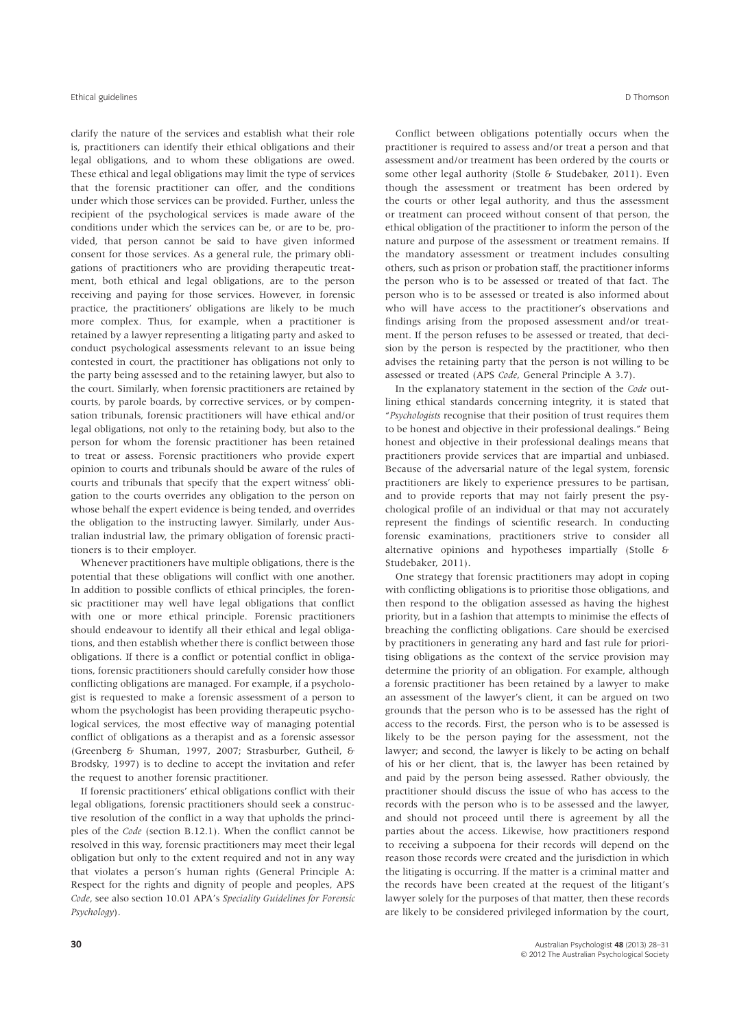clarify the nature of the services and establish what their role is, practitioners can identify their ethical obligations and their legal obligations, and to whom these obligations are owed. These ethical and legal obligations may limit the type of services that the forensic practitioner can offer, and the conditions under which those services can be provided. Further, unless the recipient of the psychological services is made aware of the conditions under which the services can be, or are to be, provided, that person cannot be said to have given informed consent for those services. As a general rule, the primary obligations of practitioners who are providing therapeutic treatment, both ethical and legal obligations, are to the person receiving and paying for those services. However, in forensic practice, the practitioners' obligations are likely to be much more complex. Thus, for example, when a practitioner is retained by a lawyer representing a litigating party and asked to conduct psychological assessments relevant to an issue being contested in court, the practitioner has obligations not only to the party being assessed and to the retaining lawyer, but also to the court. Similarly, when forensic practitioners are retained by courts, by parole boards, by corrective services, or by compensation tribunals, forensic practitioners will have ethical and/or legal obligations, not only to the retaining body, but also to the person for whom the forensic practitioner has been retained to treat or assess. Forensic practitioners who provide expert opinion to courts and tribunals should be aware of the rules of courts and tribunals that specify that the expert witness' obligation to the courts overrides any obligation to the person on whose behalf the expert evidence is being tended, and overrides the obligation to the instructing lawyer. Similarly, under Australian industrial law, the primary obligation of forensic practitioners is to their employer.

Whenever practitioners have multiple obligations, there is the potential that these obligations will conflict with one another. In addition to possible conflicts of ethical principles, the forensic practitioner may well have legal obligations that conflict with one or more ethical principle. Forensic practitioners should endeavour to identify all their ethical and legal obligations, and then establish whether there is conflict between those obligations. If there is a conflict or potential conflict in obligations, forensic practitioners should carefully consider how those conflicting obligations are managed. For example, if a psychologist is requested to make a forensic assessment of a person to whom the psychologist has been providing therapeutic psychological services, the most effective way of managing potential conflict of obligations as a therapist and as a forensic assessor (Greenberg & Shuman, 1997, 2007; Strasburber, Gutheil, & Brodsky, 1997) is to decline to accept the invitation and refer the request to another forensic practitioner.

If forensic practitioners' ethical obligations conflict with their legal obligations, forensic practitioners should seek a constructive resolution of the conflict in a way that upholds the principles of the *Code* (section B.12.1). When the conflict cannot be resolved in this way, forensic practitioners may meet their legal obligation but only to the extent required and not in any way that violates a person's human rights (General Principle A: Respect for the rights and dignity of people and peoples, APS *Code*, see also section 10.01 APA's *Speciality Guidelines for Forensic Psychology*).

Conflict between obligations potentially occurs when the practitioner is required to assess and/or treat a person and that assessment and/or treatment has been ordered by the courts or some other legal authority (Stolle & Studebaker, 2011). Even though the assessment or treatment has been ordered by the courts or other legal authority, and thus the assessment or treatment can proceed without consent of that person, the ethical obligation of the practitioner to inform the person of the nature and purpose of the assessment or treatment remains. If the mandatory assessment or treatment includes consulting others, such as prison or probation staff, the practitioner informs the person who is to be assessed or treated of that fact. The person who is to be assessed or treated is also informed about who will have access to the practitioner's observations and findings arising from the proposed assessment and/or treatment. If the person refuses to be assessed or treated, that decision by the person is respected by the practitioner, who then advises the retaining party that the person is not willing to be assessed or treated (APS *Code*, General Principle A 3.7).

In the explanatory statement in the section of the *Code* outlining ethical standards concerning integrity, it is stated that "*Psychologists* recognise that their position of trust requires them to be honest and objective in their professional dealings." Being honest and objective in their professional dealings means that practitioners provide services that are impartial and unbiased. Because of the adversarial nature of the legal system, forensic practitioners are likely to experience pressures to be partisan, and to provide reports that may not fairly present the psychological profile of an individual or that may not accurately represent the findings of scientific research. In conducting forensic examinations, practitioners strive to consider all alternative opinions and hypotheses impartially (Stolle & Studebaker, 2011).

One strategy that forensic practitioners may adopt in coping with conflicting obligations is to prioritise those obligations, and then respond to the obligation assessed as having the highest priority, but in a fashion that attempts to minimise the effects of breaching the conflicting obligations. Care should be exercised by practitioners in generating any hard and fast rule for prioritising obligations as the context of the service provision may determine the priority of an obligation. For example, although a forensic practitioner has been retained by a lawyer to make an assessment of the lawyer's client, it can be argued on two grounds that the person who is to be assessed has the right of access to the records. First, the person who is to be assessed is likely to be the person paying for the assessment, not the lawyer; and second, the lawyer is likely to be acting on behalf of his or her client, that is, the lawyer has been retained by and paid by the person being assessed. Rather obviously, the practitioner should discuss the issue of who has access to the records with the person who is to be assessed and the lawyer, and should not proceed until there is agreement by all the parties about the access. Likewise, how practitioners respond to receiving a subpoena for their records will depend on the reason those records were created and the jurisdiction in which the litigating is occurring. If the matter is a criminal matter and the records have been created at the request of the litigant's lawyer solely for the purposes of that matter, then these records are likely to be considered privileged information by the court,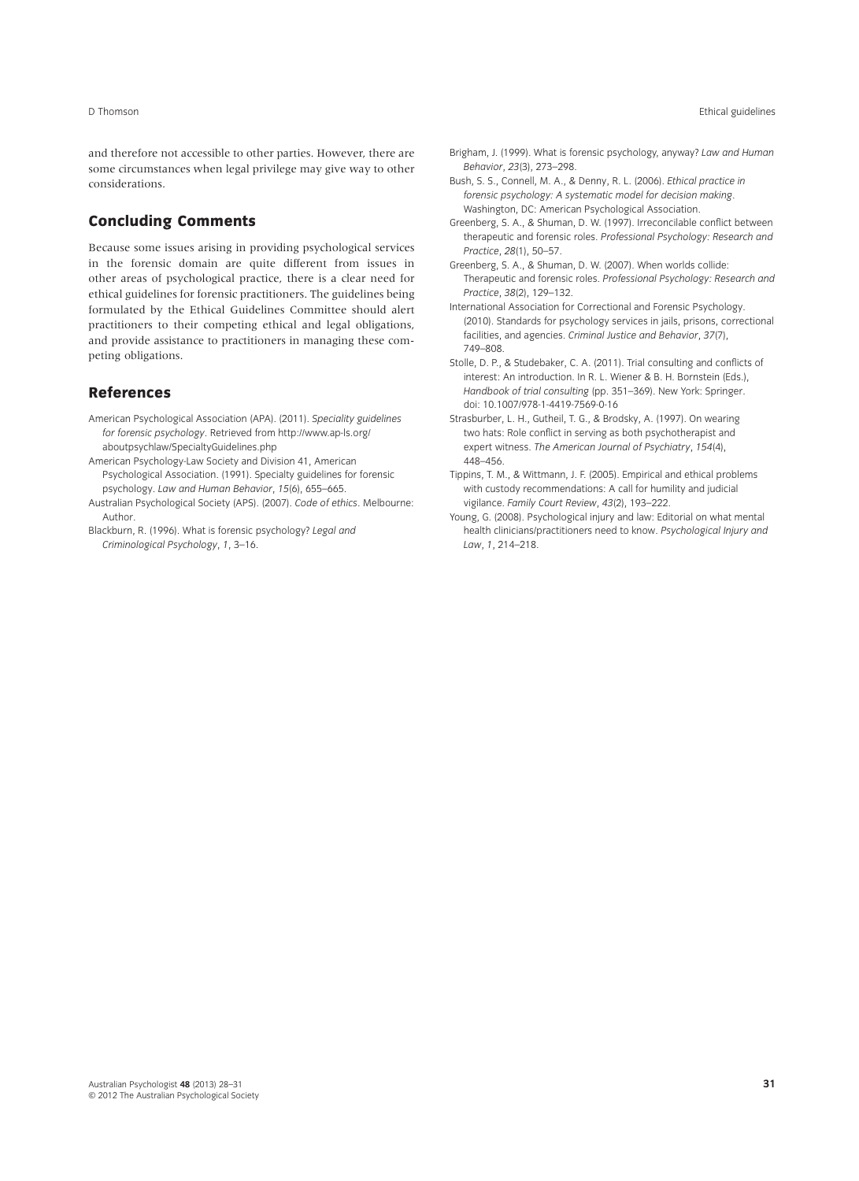and therefore not accessible to other parties. However, there are some circumstances when legal privilege may give way to other considerations.

## Concluding Comments

Because some issues arising in providing psychological services in the forensic domain are quite different from issues in other areas of psychological practice, there is a clear need for ethical guidelines for forensic practitioners. The guidelines being formulated by the Ethical Guidelines Committee should alert practitioners to their competing ethical and legal obligations, and provide assistance to practitioners in managing these competing obligations.

## References

American Psychological Association (APA). (2011). *Speciality guidelines for forensic psychology*. Retrieved from http://www.ap-ls.org/aboutpsychlaw/SpecialtyGuidelines.php

American Psychology-Law Society and Division 41, American Psychological Association. (1991). Specialty guidelines for forensic psychology. *Law and Human Behavior*, *15*(6), 655–665.

Australian Psychological Society (APS). (2007). *Code of ethics*. Melbourne: Author.

Blackburn, R. (1996). What is forensic psychology? *Legal and Criminological Psychology*, *1*, 3–16.

Brigham, J. (1999). What is forensic psychology, anyway? *Law and Human Behavior*, *23*(3), 273–298.

Bush, S. S., Connell, M. A., & Denny, R. L. (2006). *Ethical practice in forensic psychology: A systematic model for decision making*. Washington, DC: American Psychological Association.

Greenberg, S. A., & Shuman, D. W. (1997). Irreconcilable conflict between therapeutic and forensic roles. *Professional Psychology: Research and Practice*, *28*(1), 50–57.

Greenberg, S. A., & Shuman, D. W. (2007). When worlds collide: Therapeutic and forensic roles. *Professional Psychology: Research and Practice*, *38*(2), 129–132.

International Association for Correctional and Forensic Psychology. (2010). Standards for psychology services in jails, prisons, correctional facilities, and agencies. *Criminal Justice and Behavior*, *37*(7), 749–808.

Stolle, D. P., & Studebaker, C. A. (2011). Trial consulting and conflicts of interest: An introduction. In R. L. Wiener & B. H. Bornstein (Eds.), *Handbook of trial consulting* (pp. 351–369). New York: Springer. doi: 10.1007/978-1-4419-7569-0-16

Strasburber, L. H., Gutheil, T. G., & Brodsky, A. (1997). On wearing two hats: Role conflict in serving as both psychotherapist and expert witness. *The American Journal of Psychiatry*, *154*(4), 448–456.

Tippins, T. M., & Wittmann, J. F. (2005). Empirical and ethical problems with custody recommendations: A call for humility and judicial vigilance. *Family Court Review*, *43*(2), 193–222.

Young, G. (2008). Psychological injury and law: Editorial on what mental health clinicians/practitioners need to know. *Psychological Injury and Law*, *1*, 214–218.